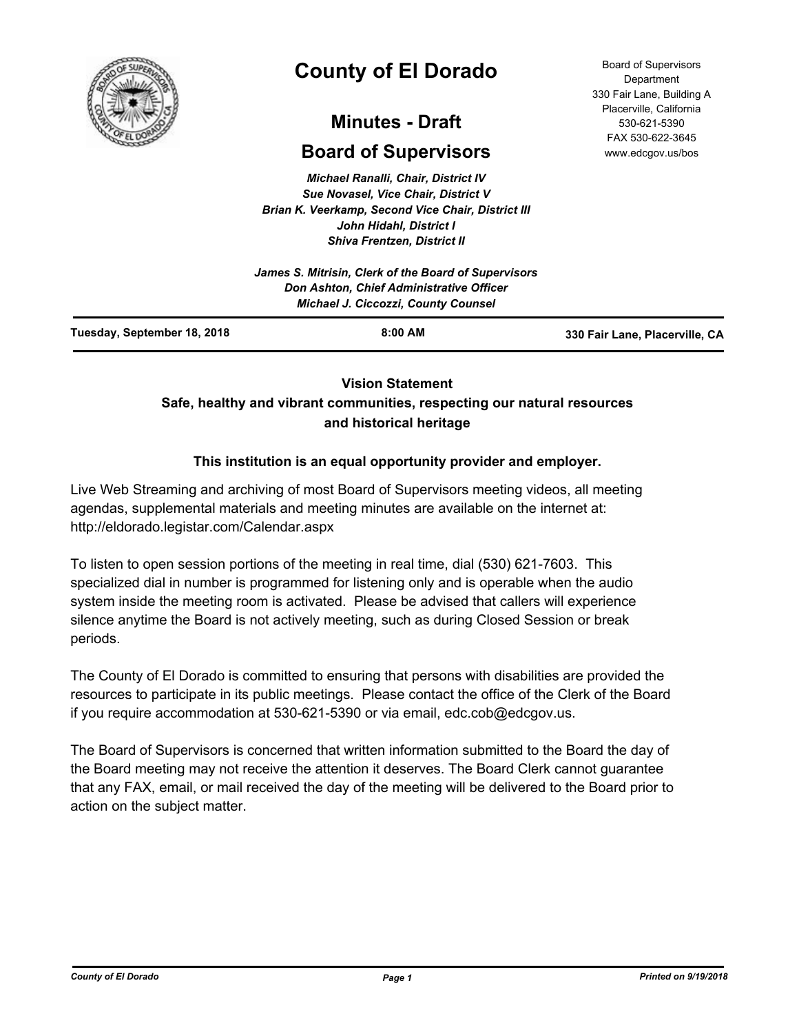# County of El Dorado

## Minutes - Draft

## Board of Supervisors

Board of Supervisors Department
330 Fair Lane, Building A
Placerville, California
530-621-5390
FAX 530-622-3645
www.edcgov.us/bos

*Michael Ranalli, Chair, District IV*
*Sue Novasel, Vice Chair, District V*
*Brian K. Veerkamp, Second Vice Chair, District III*
*John Hidahl, District I*
*Shiva Frentzen, District II*

*James S. Mitrisin, Clerk of the Board of Supervisors*
*Don Ashton, Chief Administrative Officer*
*Michael J. Ciccozzi, County Counsel*

**Tuesday, September 18, 2018** **8:00 AM** **330 Fair Lane, Placerville, CA**

**Vision Statement**
**Safe, healthy and vibrant communities, respecting our natural resources and historical heritage**

**This institution is an equal opportunity provider and employer.**

Live Web Streaming and archiving of most Board of Supervisors meeting videos, all meeting agendas, supplemental materials and meeting minutes are available on the internet at: http://eldorado.legistar.com/Calendar.aspx

To listen to open session portions of the meeting in real time, dial (530) 621-7603. This specialized dial in number is programmed for listening only and is operable when the audio system inside the meeting room is activated. Please be advised that callers will experience silence anytime the Board is not actively meeting, such as during Closed Session or break periods.

The County of El Dorado is committed to ensuring that persons with disabilities are provided the resources to participate in its public meetings. Please contact the office of the Clerk of the Board if you require accommodation at 530-621-5390 or via email, edc.cob@edcgov.us.

The Board of Supervisors is concerned that written information submitted to the Board the day of the Board meeting may not receive the attention it deserves. The Board Clerk cannot guarantee that any FAX, email, or mail received the day of the meeting will be delivered to the Board prior to action on the subject matter.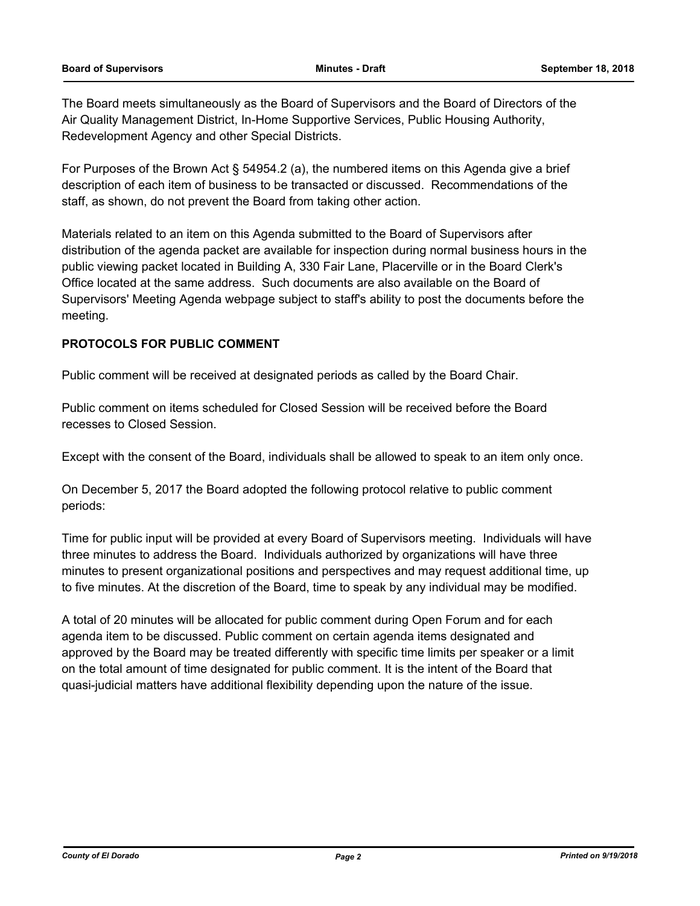The Board meets simultaneously as the Board of Supervisors and the Board of Directors of the Air Quality Management District, In-Home Supportive Services, Public Housing Authority, Redevelopment Agency and other Special Districts.

For Purposes of the Brown Act § 54954.2 (a), the numbered items on this Agenda give a brief description of each item of business to be transacted or discussed. Recommendations of the staff, as shown, do not prevent the Board from taking other action.

Materials related to an item on this Agenda submitted to the Board of Supervisors after distribution of the agenda packet are available for inspection during normal business hours in the public viewing packet located in Building A, 330 Fair Lane, Placerville or in the Board Clerk's Office located at the same address. Such documents are also available on the Board of Supervisors' Meeting Agenda webpage subject to staff's ability to post the documents before the meeting.

**PROTOCOLS FOR PUBLIC COMMENT**

Public comment will be received at designated periods as called by the Board Chair.

Public comment on items scheduled for Closed Session will be received before the Board recesses to Closed Session.

Except with the consent of the Board, individuals shall be allowed to speak to an item only once.

On December 5, 2017 the Board adopted the following protocol relative to public comment periods:

Time for public input will be provided at every Board of Supervisors meeting. Individuals will have three minutes to address the Board. Individuals authorized by organizations will have three minutes to present organizational positions and perspectives and may request additional time, up to five minutes. At the discretion of the Board, time to speak by any individual may be modified.

A total of 20 minutes will be allocated for public comment during Open Forum and for each agenda item to be discussed. Public comment on certain agenda items designated and approved by the Board may be treated differently with specific time limits per speaker or a limit on the total amount of time designated for public comment. It is the intent of the Board that quasi-judicial matters have additional flexibility depending upon the nature of the issue.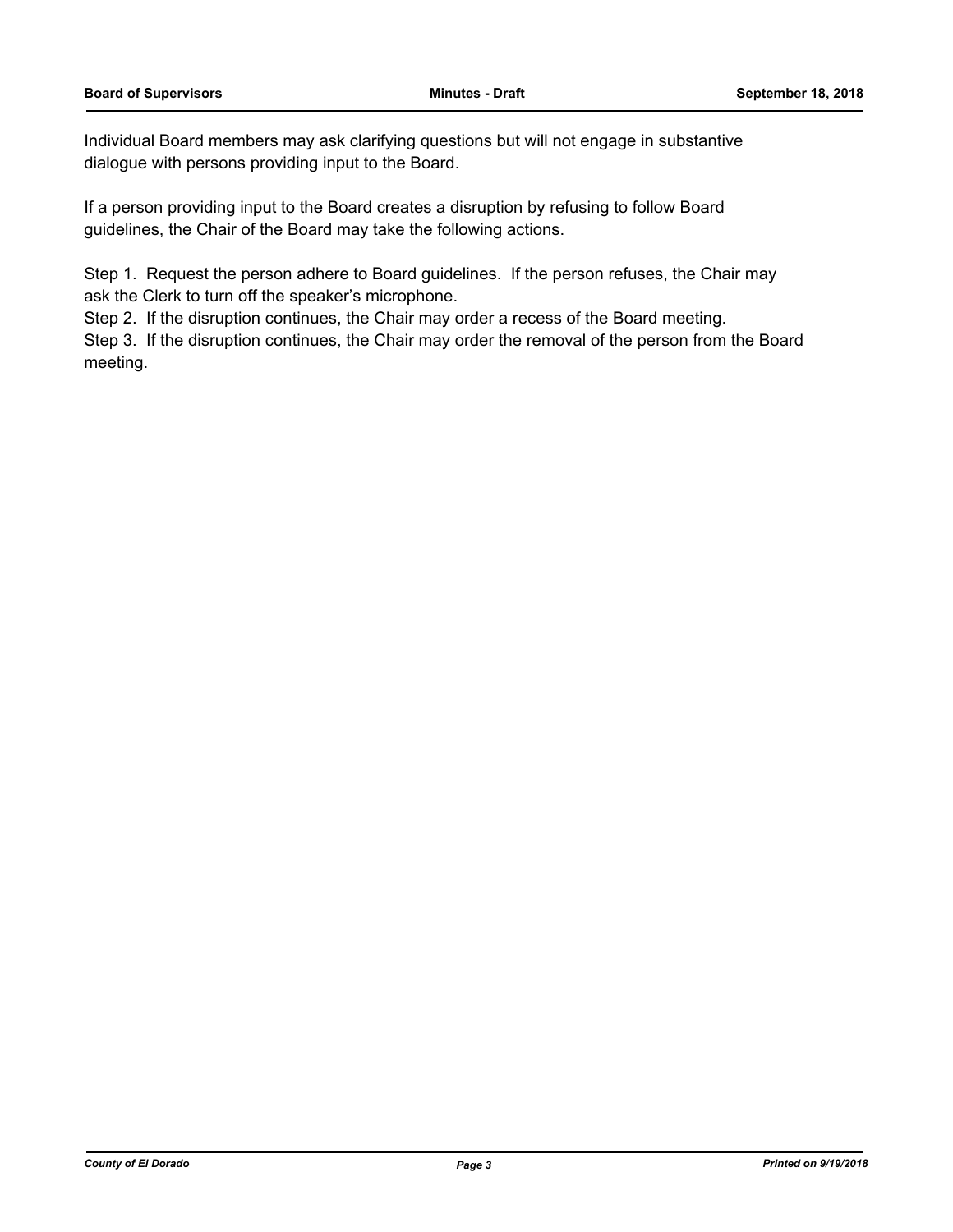Individual Board members may ask clarifying questions but will not engage in substantive dialogue with persons providing input to the Board.

If a person providing input to the Board creates a disruption by refusing to follow Board guidelines, the Chair of the Board may take the following actions.

Step 1. Request the person adhere to Board guidelines. If the person refuses, the Chair may ask the Clerk to turn off the speaker's microphone.
Step 2. If the disruption continues, the Chair may order a recess of the Board meeting.
Step 3. If the disruption continues, the Chair may order the removal of the person from the Board meeting.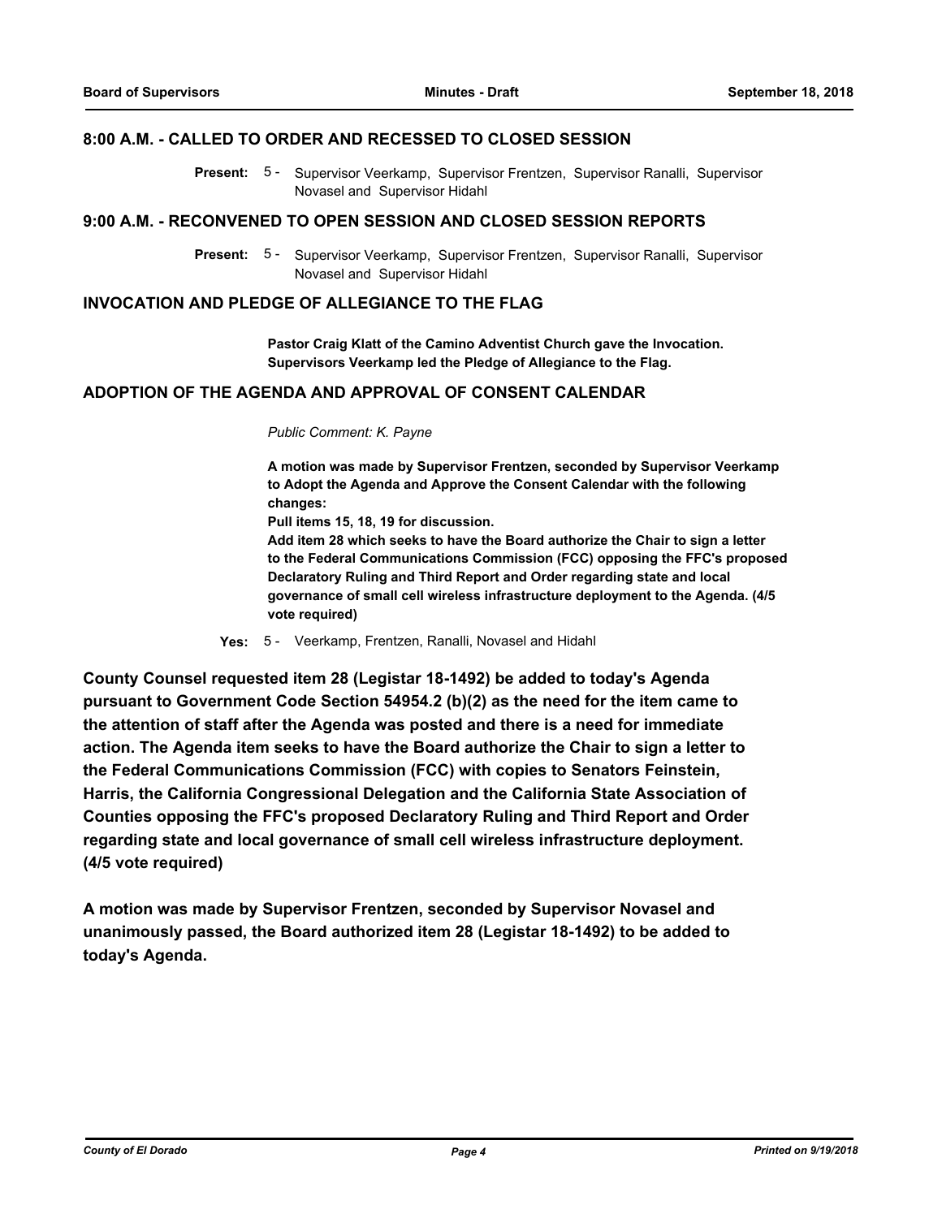## 8:00 A.M. - CALLED TO ORDER AND RECESSED TO CLOSED SESSION

**Present:** 5 - Supervisor Veerkamp, Supervisor Frentzen, Supervisor Ranalli, Supervisor Novasel and Supervisor Hidahl

## 9:00 A.M. - RECONVENED TO OPEN SESSION AND CLOSED SESSION REPORTS

**Present:** 5 - Supervisor Veerkamp, Supervisor Frentzen, Supervisor Ranalli, Supervisor Novasel and Supervisor Hidahl

## INVOCATION AND PLEDGE OF ALLEGIANCE TO THE FLAG

**Pastor Craig Klatt of the Camino Adventist Church gave the Invocation. Supervisors Veerkamp led the Pledge of Allegiance to the Flag.**

## ADOPTION OF THE AGENDA AND APPROVAL OF CONSENT CALENDAR

*Public Comment: K. Payne*

**A motion was made by Supervisor Frentzen, seconded by Supervisor Veerkamp to Adopt the Agenda and Approve the Consent Calendar with the following changes:**
**Pull items 15, 18, 19 for discussion.**
**Add item 28 which seeks to have the Board authorize the Chair to sign a letter to the Federal Communications Commission (FCC) opposing the FFC's proposed Declaratory Ruling and Third Report and Order regarding state and local governance of small cell wireless infrastructure deployment to the Agenda. (4/5 vote required)**

**Yes:** 5 - Veerkamp, Frentzen, Ranalli, Novasel and Hidahl

**County Counsel requested item 28 (Legistar 18-1492) be added to today's Agenda pursuant to Government Code Section 54954.2 (b)(2) as the need for the item came to the attention of staff after the Agenda was posted and there is a need for immediate action. The Agenda item seeks to have the Board authorize the Chair to sign a letter to the Federal Communications Commission (FCC) with copies to Senators Feinstein, Harris, the California Congressional Delegation and the California State Association of Counties opposing the FFC's proposed Declaratory Ruling and Third Report and Order regarding state and local governance of small cell wireless infrastructure deployment. (4/5 vote required)**

**A motion was made by Supervisor Frentzen, seconded by Supervisor Novasel and unanimously passed, the Board authorized item 28 (Legistar 18-1492) to be added to today's Agenda.**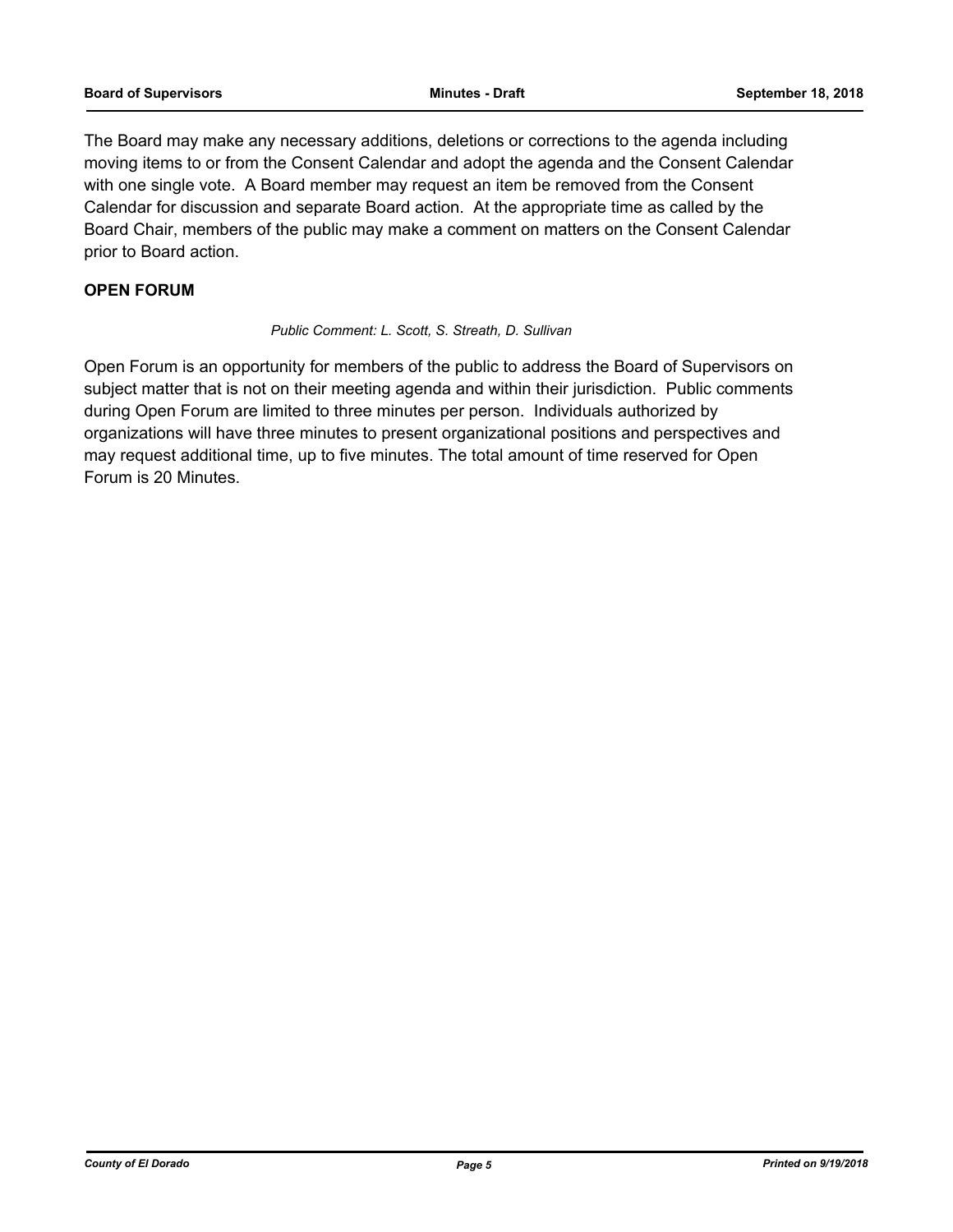The Board may make any necessary additions, deletions or corrections to the agenda including moving items to or from the Consent Calendar and adopt the agenda and the Consent Calendar with one single vote. A Board member may request an item be removed from the Consent Calendar for discussion and separate Board action. At the appropriate time as called by the Board Chair, members of the public may make a comment on matters on the Consent Calendar prior to Board action.

**OPEN FORUM**

*Public Comment: L. Scott, S. Streath, D. Sullivan*

Open Forum is an opportunity for members of the public to address the Board of Supervisors on subject matter that is not on their meeting agenda and within their jurisdiction. Public comments during Open Forum are limited to three minutes per person. Individuals authorized by organizations will have three minutes to present organizational positions and perspectives and may request additional time, up to five minutes. The total amount of time reserved for Open Forum is 20 Minutes.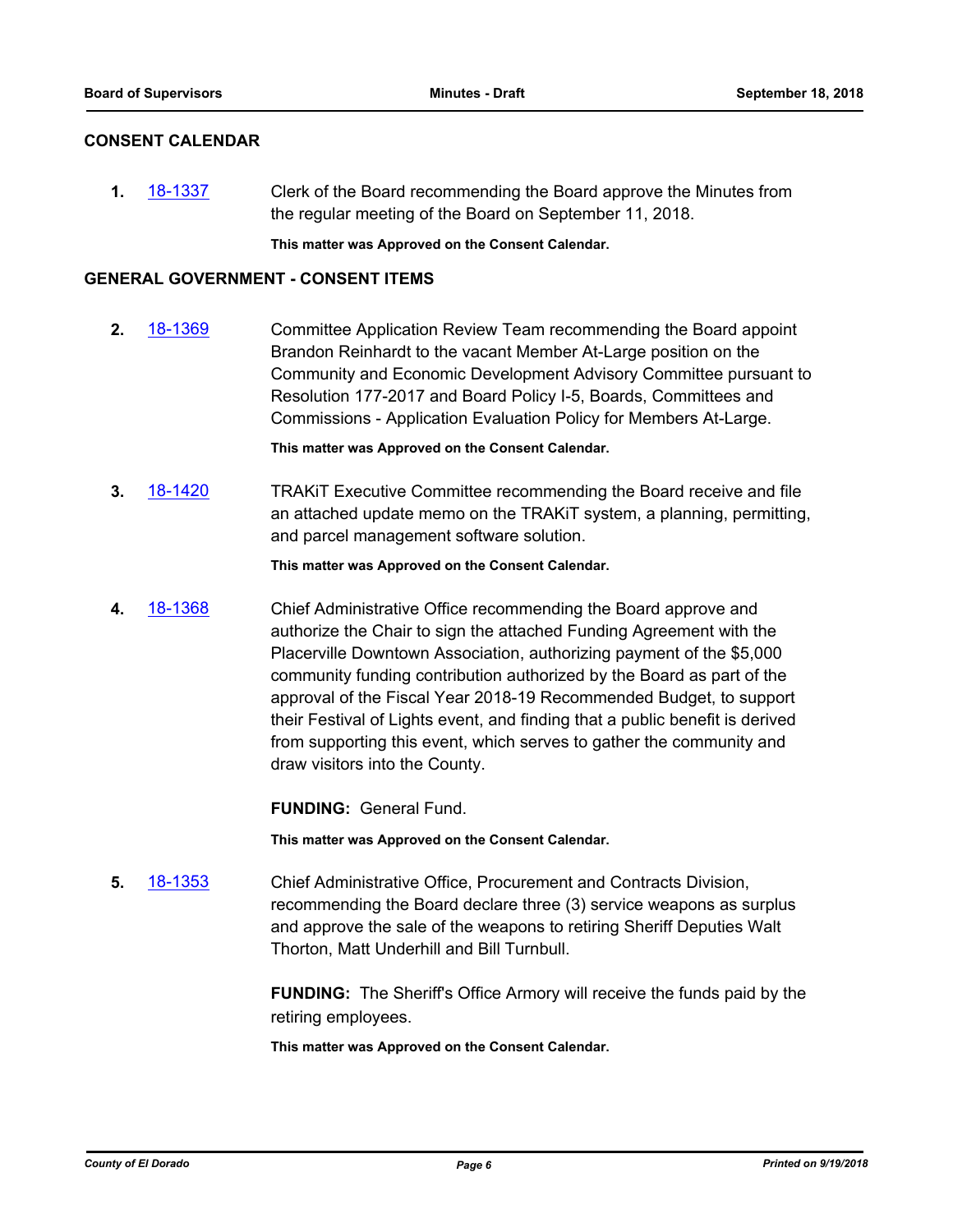## CONSENT CALENDAR

**1.** 18-1337 Clerk of the Board recommending the Board approve the Minutes from the regular meeting of the Board on September 11, 2018.

**This matter was Approved on the Consent Calendar.**

## GENERAL GOVERNMENT - CONSENT ITEMS

**2.** 18-1369 Committee Application Review Team recommending the Board appoint Brandon Reinhardt to the vacant Member At-Large position on the Community and Economic Development Advisory Committee pursuant to Resolution 177-2017 and Board Policy I-5, Boards, Committees and Commissions - Application Evaluation Policy for Members At-Large.

**This matter was Approved on the Consent Calendar.**

**3.** 18-1420 TRAKiT Executive Committee recommending the Board receive and file an attached update memo on the TRAKiT system, a planning, permitting, and parcel management software solution.

**This matter was Approved on the Consent Calendar.**

**4.** 18-1368 Chief Administrative Office recommending the Board approve and authorize the Chair to sign the attached Funding Agreement with the Placerville Downtown Association, authorizing payment of the $5,000 community funding contribution authorized by the Board as part of the approval of the Fiscal Year 2018-19 Recommended Budget, to support their Festival of Lights event, and finding that a public benefit is derived from supporting this event, which serves to gather the community and draw visitors into the County.

**FUNDING:** General Fund.

**This matter was Approved on the Consent Calendar.**

**5.** 18-1353 Chief Administrative Office, Procurement and Contracts Division, recommending the Board declare three (3) service weapons as surplus and approve the sale of the weapons to retiring Sheriff Deputies Walt Thorton, Matt Underhill and Bill Turnbull.

**FUNDING:** The Sheriff's Office Armory will receive the funds paid by the retiring employees.

**This matter was Approved on the Consent Calendar.**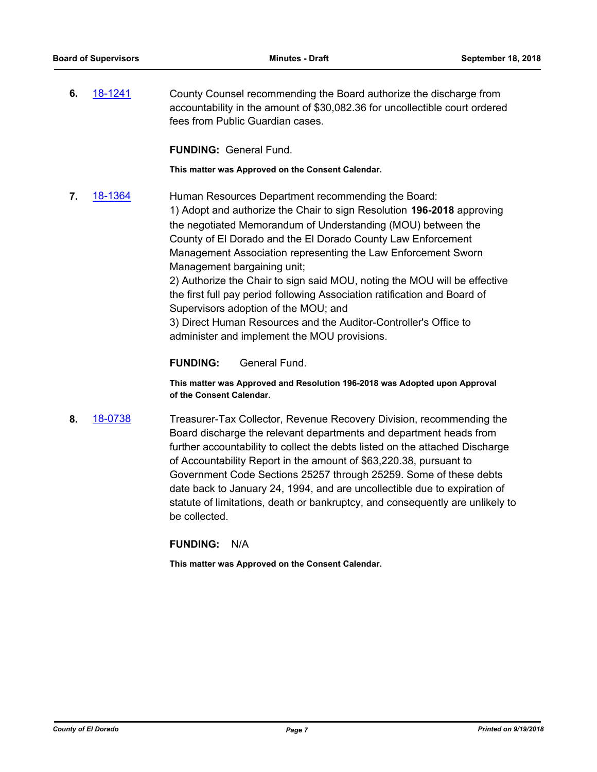**6.** 18-1241 County Counsel recommending the Board authorize the discharge from accountability in the amount of $30,082.36 for uncollectible court ordered fees from Public Guardian cases.

**FUNDING:** General Fund.

**This matter was Approved on the Consent Calendar.**

**7.** 18-1364 Human Resources Department recommending the Board:
1) Adopt and authorize the Chair to sign Resolution **196-2018** approving the negotiated Memorandum of Understanding (MOU) between the County of El Dorado and the El Dorado County Law Enforcement Management Association representing the Law Enforcement Sworn Management bargaining unit;
2) Authorize the Chair to sign said MOU, noting the MOU will be effective the first full pay period following Association ratification and Board of Supervisors adoption of the MOU; and
3) Direct Human Resources and the Auditor-Controller's Office to administer and implement the MOU provisions.

**FUNDING:** General Fund.

**This matter was Approved and Resolution 196-2018 was Adopted upon Approval of the Consent Calendar.**

**8.** 18-0738 Treasurer-Tax Collector, Revenue Recovery Division, recommending the Board discharge the relevant departments and department heads from further accountability to collect the debts listed on the attached Discharge of Accountability Report in the amount of $63,220.38, pursuant to Government Code Sections 25257 through 25259. Some of these debts date back to January 24, 1994, and are uncollectible due to expiration of statute of limitations, death or bankruptcy, and consequently are unlikely to be collected.

**FUNDING:** N/A

**This matter was Approved on the Consent Calendar.**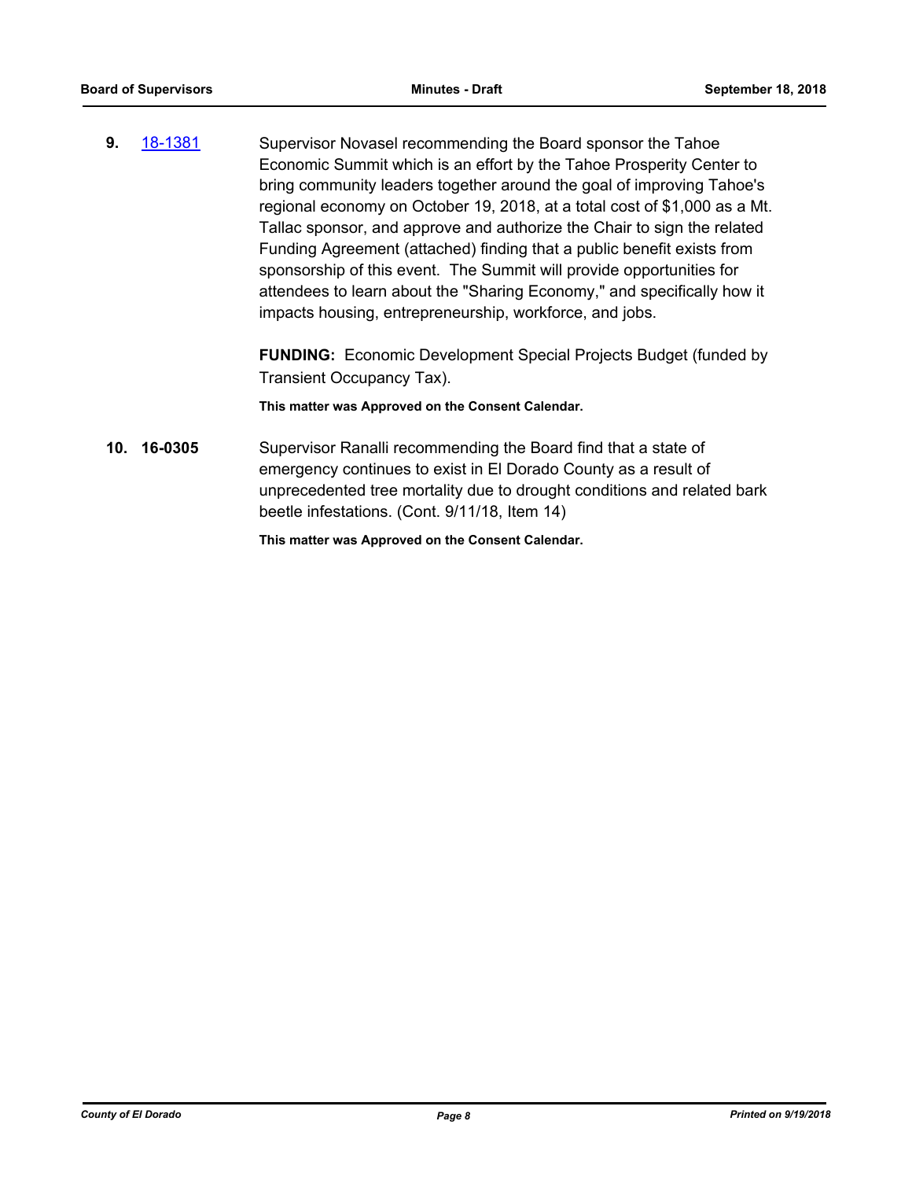**9.** 18-1381 Supervisor Novasel recommending the Board sponsor the Tahoe Economic Summit which is an effort by the Tahoe Prosperity Center to bring community leaders together around the goal of improving Tahoe's regional economy on October 19, 2018, at a total cost of $1,000 as a Mt. Tallac sponsor, and approve and authorize the Chair to sign the related Funding Agreement (attached) finding that a public benefit exists from sponsorship of this event. The Summit will provide opportunities for attendees to learn about the "Sharing Economy," and specifically how it impacts housing, entrepreneurship, workforce, and jobs.

**FUNDING:** Economic Development Special Projects Budget (funded by Transient Occupancy Tax).

**This matter was Approved on the Consent Calendar.**

**10. 16-0305** Supervisor Ranalli recommending the Board find that a state of emergency continues to exist in El Dorado County as a result of unprecedented tree mortality due to drought conditions and related bark beetle infestations. (Cont. 9/11/18, Item 14)

**This matter was Approved on the Consent Calendar.**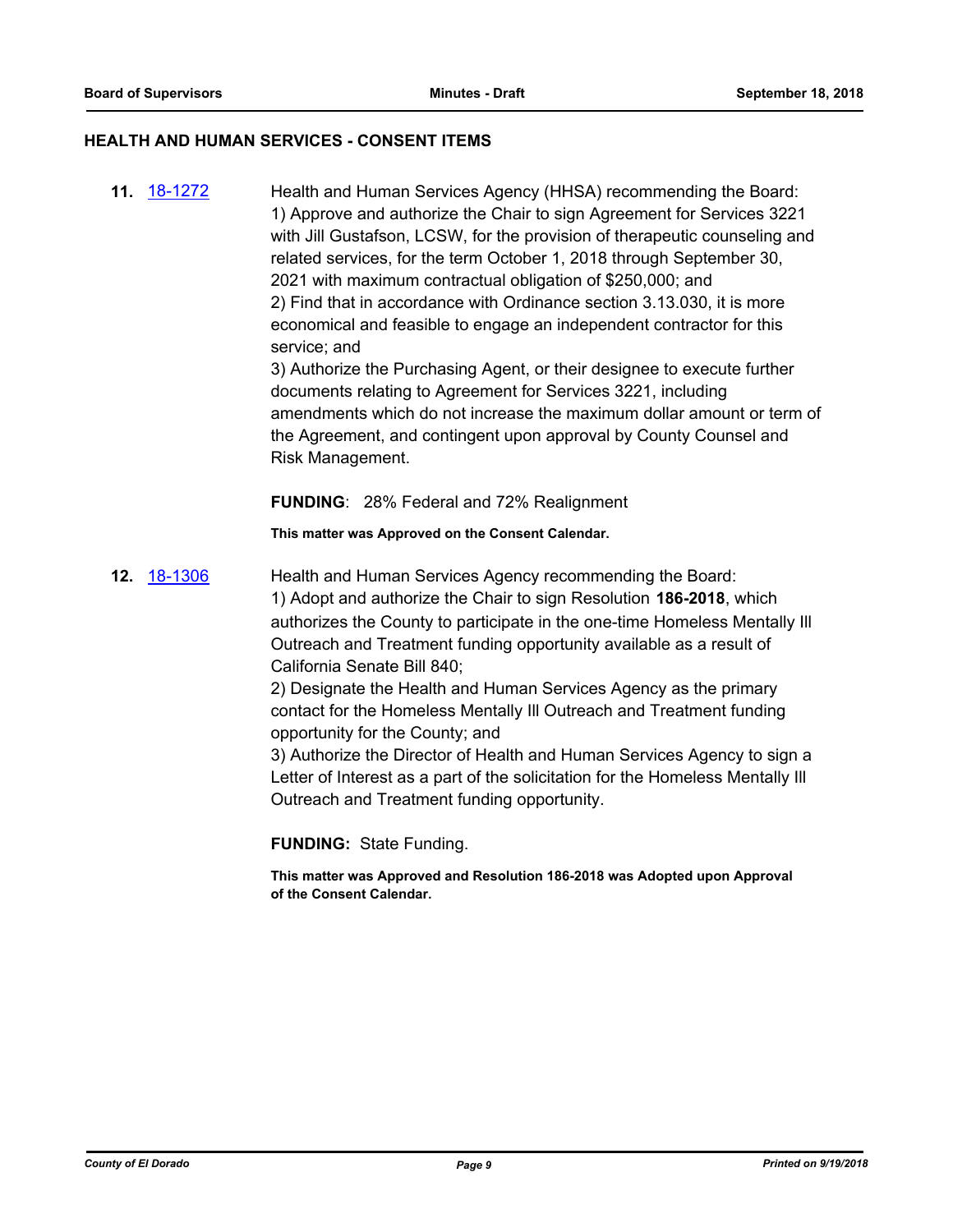## HEALTH AND HUMAN SERVICES - CONSENT ITEMS

**11.** 18-1272

Health and Human Services Agency (HHSA) recommending the Board:
1) Approve and authorize the Chair to sign Agreement for Services 3221 with Jill Gustafson, LCSW, for the provision of therapeutic counseling and related services, for the term October 1, 2018 through September 30, 2021 with maximum contractual obligation of $250,000; and
2) Find that in accordance with Ordinance section 3.13.030, it is more economical and feasible to engage an independent contractor for this service; and
3) Authorize the Purchasing Agent, or their designee to execute further documents relating to Agreement for Services 3221, including amendments which do not increase the maximum dollar amount or term of the Agreement, and contingent upon approval by County Counsel and Risk Management.

**FUNDING**: 28% Federal and 72% Realignment

**This matter was Approved on the Consent Calendar.**

**12.** 18-1306

Health and Human Services Agency recommending the Board:
1) Adopt and authorize the Chair to sign Resolution **186-2018**, which authorizes the County to participate in the one-time Homeless Mentally Ill Outreach and Treatment funding opportunity available as a result of California Senate Bill 840;
2) Designate the Health and Human Services Agency as the primary contact for the Homeless Mentally Ill Outreach and Treatment funding opportunity for the County; and
3) Authorize the Director of Health and Human Services Agency to sign a Letter of Interest as a part of the solicitation for the Homeless Mentally Ill Outreach and Treatment funding opportunity.

**FUNDING:** State Funding.

**This matter was Approved and Resolution 186-2018 was Adopted upon Approval of the Consent Calendar.**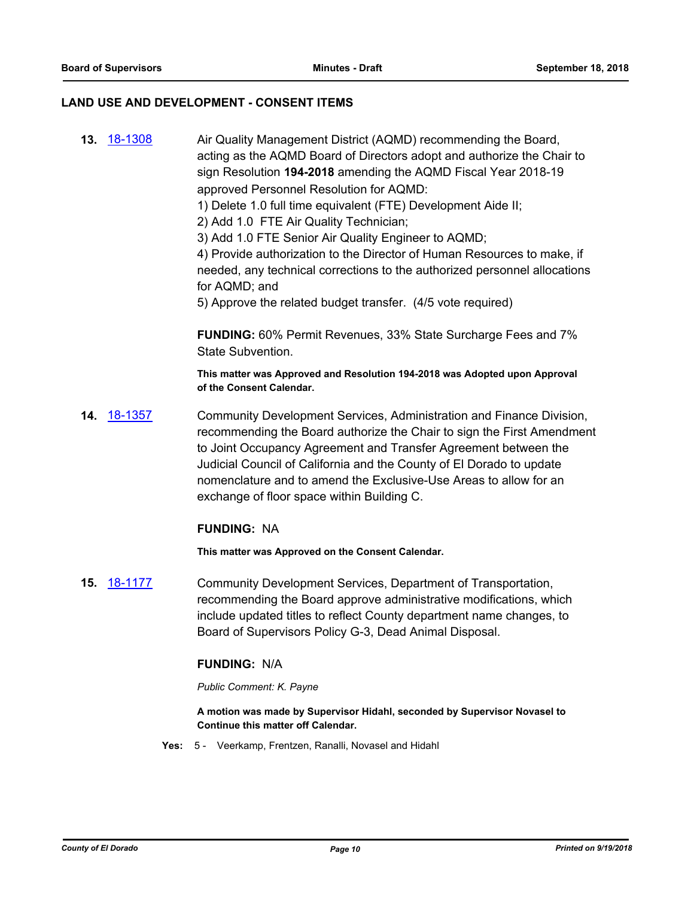## LAND USE AND DEVELOPMENT - CONSENT ITEMS

**13.** [18-1308](18-1308) Air Quality Management District (AQMD) recommending the Board, acting as the AQMD Board of Directors adopt and authorize the Chair to sign Resolution **194-2018** amending the AQMD Fiscal Year 2018-19 approved Personnel Resolution for AQMD:

1) Delete 1.0 full time equivalent (FTE) Development Aide II;
2) Add 1.0 FTE Air Quality Technician;
3) Add 1.0 FTE Senior Air Quality Engineer to AQMD;
4) Provide authorization to the Director of Human Resources to make, if needed, any technical corrections to the authorized personnel allocations for AQMD; and
5) Approve the related budget transfer. (4/5 vote required)

**FUNDING:** 60% Permit Revenues, 33% State Surcharge Fees and 7% State Subvention.

**This matter was Approved and Resolution 194-2018 was Adopted upon Approval of the Consent Calendar.**

**14.** [18-1357](18-1357) Community Development Services, Administration and Finance Division, recommending the Board authorize the Chair to sign the First Amendment to Joint Occupancy Agreement and Transfer Agreement between the Judicial Council of California and the County of El Dorado to update nomenclature and to amend the Exclusive-Use Areas to allow for an exchange of floor space within Building C.

**FUNDING:** NA

**This matter was Approved on the Consent Calendar.**

**15.** [18-1177](18-1177) Community Development Services, Department of Transportation, recommending the Board approve administrative modifications, which include updated titles to reflect County department name changes, to Board of Supervisors Policy G-3, Dead Animal Disposal.

**FUNDING:** N/A

*Public Comment: K. Payne*

**A motion was made by Supervisor Hidahl, seconded by Supervisor Novasel to Continue this matter off Calendar.**

**Yes:** 5 - Veerkamp, Frentzen, Ranalli, Novasel and Hidahl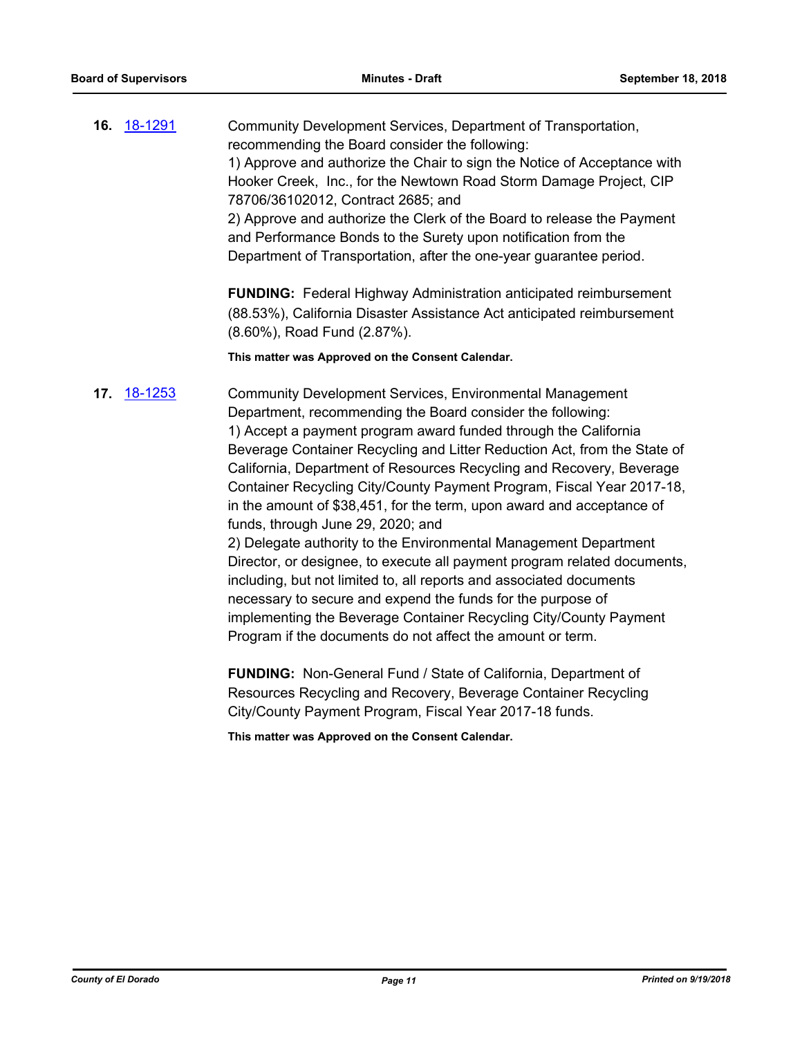**16.** 18-1291

Community Development Services, Department of Transportation, recommending the Board consider the following:
1) Approve and authorize the Chair to sign the Notice of Acceptance with Hooker Creek, Inc., for the Newtown Road Storm Damage Project, CIP 78706/36102012, Contract 2685; and
2) Approve and authorize the Clerk of the Board to release the Payment and Performance Bonds to the Surety upon notification from the Department of Transportation, after the one-year guarantee period.

**FUNDING:** Federal Highway Administration anticipated reimbursement (88.53%), California Disaster Assistance Act anticipated reimbursement (8.60%), Road Fund (2.87%).

**This matter was Approved on the Consent Calendar.**

**17.** 18-1253

Community Development Services, Environmental Management Department, recommending the Board consider the following:
1) Accept a payment program award funded through the California Beverage Container Recycling and Litter Reduction Act, from the State of California, Department of Resources Recycling and Recovery, Beverage Container Recycling City/County Payment Program, Fiscal Year 2017-18, in the amount of $38,451, for the term, upon award and acceptance of funds, through June 29, 2020; and
2) Delegate authority to the Environmental Management Department Director, or designee, to execute all payment program related documents, including, but not limited to, all reports and associated documents necessary to secure and expend the funds for the purpose of implementing the Beverage Container Recycling City/County Payment Program if the documents do not affect the amount or term.

**FUNDING:** Non-General Fund / State of California, Department of Resources Recycling and Recovery, Beverage Container Recycling City/County Payment Program, Fiscal Year 2017-18 funds.

**This matter was Approved on the Consent Calendar.**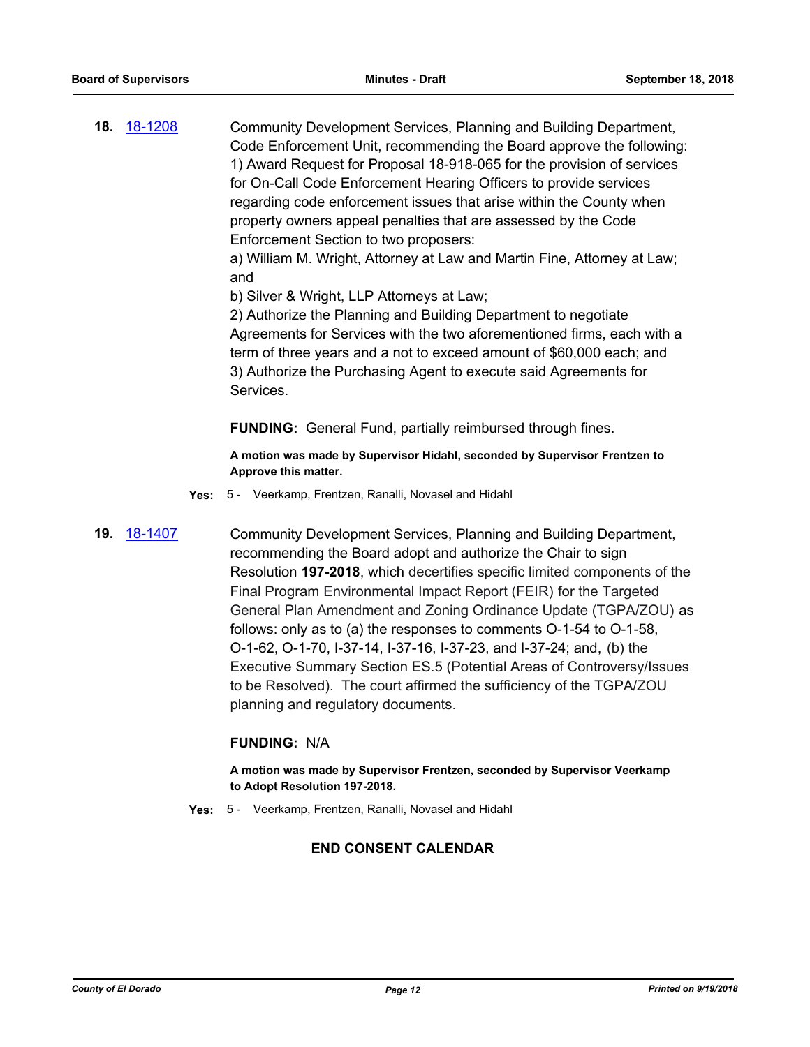**18.** 18-1208

Community Development Services, Planning and Building Department, Code Enforcement Unit, recommending the Board approve the following:
1) Award Request for Proposal 18-918-065 for the provision of services for On-Call Code Enforcement Hearing Officers to provide services regarding code enforcement issues that arise within the County when property owners appeal penalties that are assessed by the Code Enforcement Section to two proposers:
a) William M. Wright, Attorney at Law and Martin Fine, Attorney at Law; and
b) Silver & Wright, LLP Attorneys at Law;
2) Authorize the Planning and Building Department to negotiate Agreements for Services with the two aforementioned firms, each with a term of three years and a not to exceed amount of $60,000 each; and
3) Authorize the Purchasing Agent to execute said Agreements for Services.

**FUNDING:** General Fund, partially reimbursed through fines.

**A motion was made by Supervisor Hidahl, seconded by Supervisor Frentzen to Approve this matter.**

**Yes:** 5 - Veerkamp, Frentzen, Ranalli, Novasel and Hidahl

**19.** 18-1407

Community Development Services, Planning and Building Department, recommending the Board adopt and authorize the Chair to sign Resolution **197-2018**, which decertifies specific limited components of the Final Program Environmental Impact Report (FEIR) for the Targeted General Plan Amendment and Zoning Ordinance Update (TGPA/ZOU) as follows: only as to (a) the responses to comments O-1-54 to O-1-58, O-1-62, O-1-70, I-37-14, I-37-16, I-37-23, and I-37-24; and, (b) the Executive Summary Section ES.5 (Potential Areas of Controversy/Issues to be Resolved). The court affirmed the sufficiency of the TGPA/ZOU planning and regulatory documents.

**FUNDING:** N/A

**A motion was made by Supervisor Frentzen, seconded by Supervisor Veerkamp to Adopt Resolution 197-2018.**

**Yes:** 5 - Veerkamp, Frentzen, Ranalli, Novasel and Hidahl

**END CONSENT CALENDAR**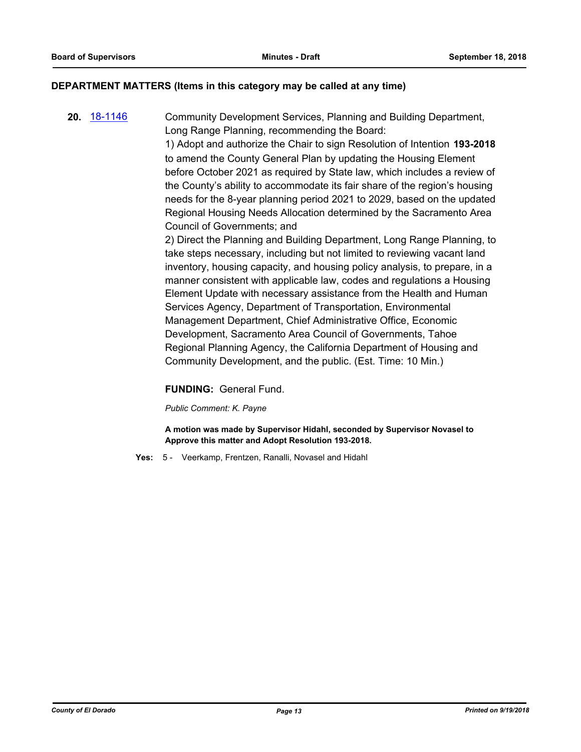## DEPARTMENT MATTERS (Items in this category may be called at any time)

**20.** 18-1146 Community Development Services, Planning and Building Department, Long Range Planning, recommending the Board:

1) Adopt and authorize the Chair to sign Resolution of Intention **193-2018** to amend the County General Plan by updating the Housing Element before October 2021 as required by State law, which includes a review of the County's ability to accommodate its fair share of the region's housing needs for the 8-year planning period 2021 to 2029, based on the updated Regional Housing Needs Allocation determined by the Sacramento Area Council of Governments; and

2) Direct the Planning and Building Department, Long Range Planning, to take steps necessary, including but not limited to reviewing vacant land inventory, housing capacity, and housing policy analysis, to prepare, in a manner consistent with applicable law, codes and regulations a Housing Element Update with necessary assistance from the Health and Human Services Agency, Department of Transportation, Environmental Management Department, Chief Administrative Office, Economic Development, Sacramento Area Council of Governments, Tahoe Regional Planning Agency, the California Department of Housing and Community Development, and the public. (Est. Time: 10 Min.)

**FUNDING:** General Fund.

*Public Comment: K. Payne*

**A motion was made by Supervisor Hidahl, seconded by Supervisor Novasel to Approve this matter and Adopt Resolution 193-2018.**

**Yes:** 5 - Veerkamp, Frentzen, Ranalli, Novasel and Hidahl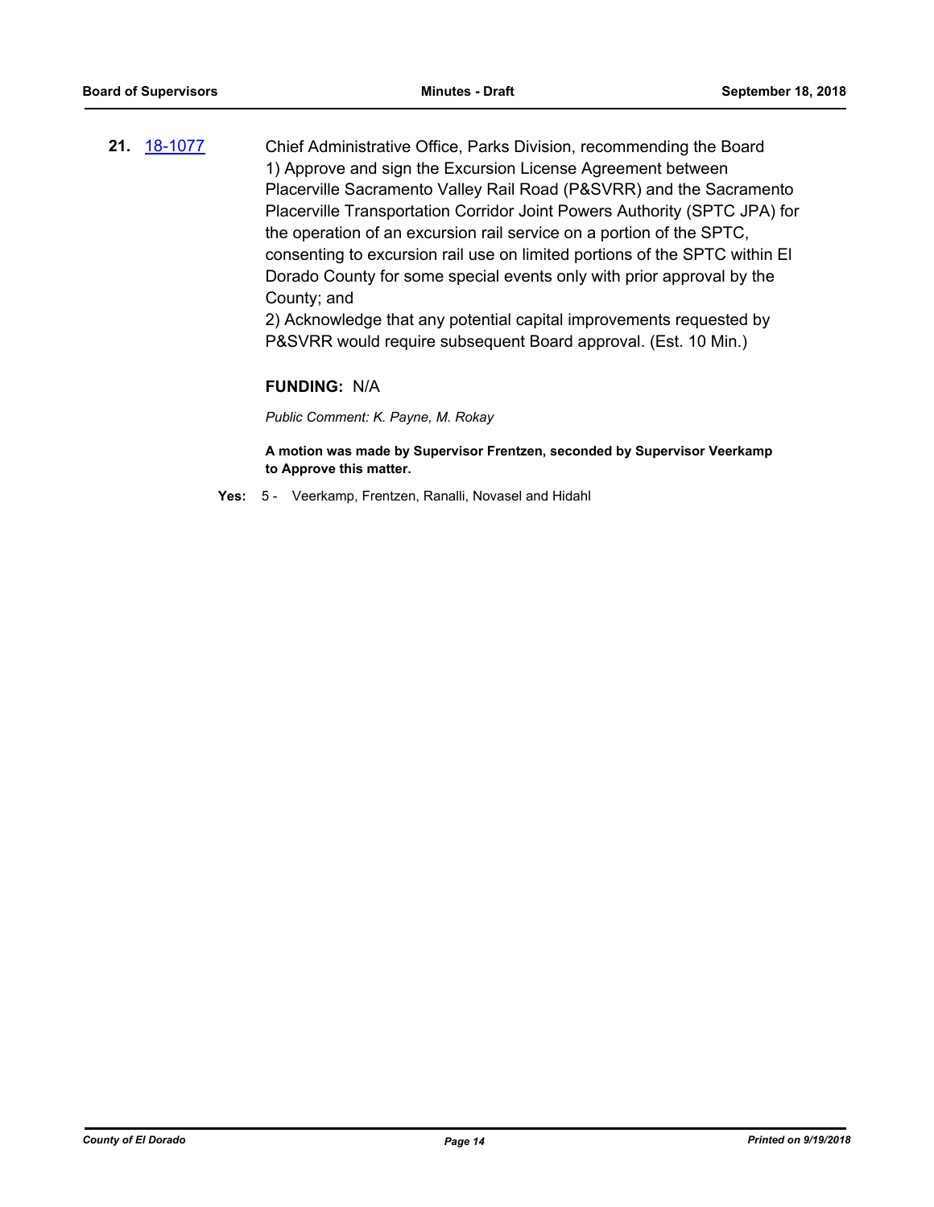**21.** [18-1077](18-1077)

Chief Administrative Office, Parks Division, recommending the Board
1) Approve and sign the Excursion License Agreement between Placerville Sacramento Valley Rail Road (P&SVRR) and the Sacramento Placerville Transportation Corridor Joint Powers Authority (SPTC JPA) for the operation of an excursion rail service on a portion of the SPTC, consenting to excursion rail use on limited portions of the SPTC within El Dorado County for some special events only with prior approval by the County; and
2) Acknowledge that any potential capital improvements requested by P&SVRR would require subsequent Board approval. (Est. 10 Min.)

**FUNDING:** N/A

*Public Comment: K. Payne, M. Rokay*

**A motion was made by Supervisor Frentzen, seconded by Supervisor Veerkamp to Approve this matter.**

**Yes:** 5 - Veerkamp, Frentzen, Ranalli, Novasel and Hidahl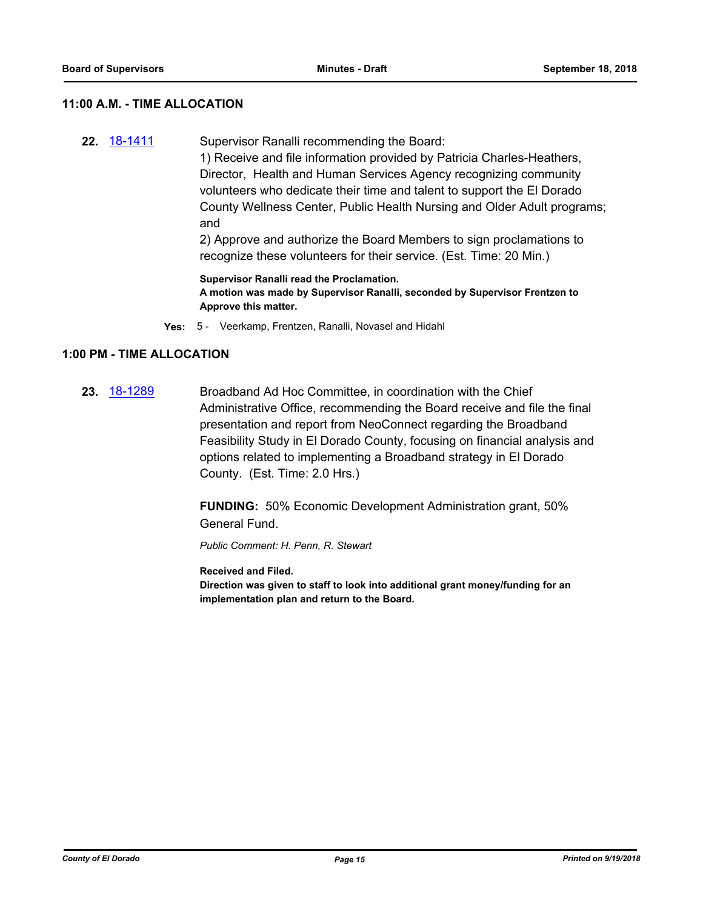## 11:00 A.M. - TIME ALLOCATION

**22.** [18-1411](18-1411) Supervisor Ranalli recommending the Board:
1) Receive and file information provided by Patricia Charles-Heathers, Director, Health and Human Services Agency recognizing community volunteers who dedicate their time and talent to support the El Dorado County Wellness Center, Public Health Nursing and Older Adult programs; and
2) Approve and authorize the Board Members to sign proclamations to recognize these volunteers for their service. (Est. Time: 20 Min.)

**Supervisor Ranalli read the Proclamation.**
**A motion was made by Supervisor Ranalli, seconded by Supervisor Frentzen to Approve this matter.**

**Yes:** 5 - Veerkamp, Frentzen, Ranalli, Novasel and Hidahl

## 1:00 PM - TIME ALLOCATION

**23.** [18-1289](18-1289) Broadband Ad Hoc Committee, in coordination with the Chief Administrative Office, recommending the Board receive and file the final presentation and report from NeoConnect regarding the Broadband Feasibility Study in El Dorado County, focusing on financial analysis and options related to implementing a Broadband strategy in El Dorado County. (Est. Time: 2.0 Hrs.)

**FUNDING:** 50% Economic Development Administration grant, 50% General Fund.

*Public Comment: H. Penn, R. Stewart*

**Received and Filed.**
**Direction was given to staff to look into additional grant money/funding for an implementation plan and return to the Board.**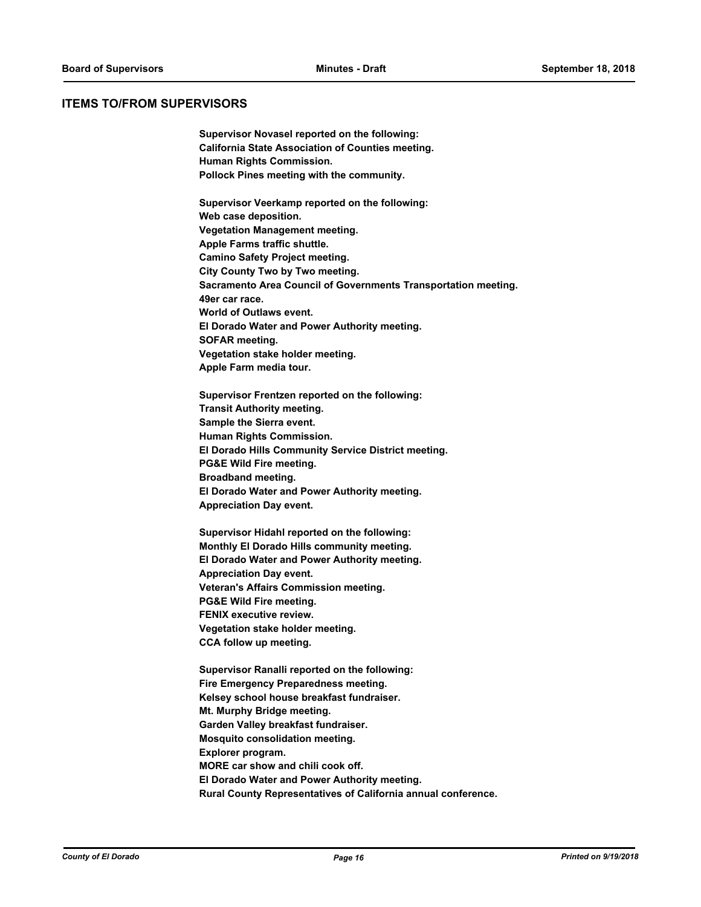## ITEMS TO/FROM SUPERVISORS

**Supervisor Novasel reported on the following:**
**California State Association of Counties meeting.**
**Human Rights Commission.**
**Pollock Pines meeting with the community.**

**Supervisor Veerkamp reported on the following:**
**Web case deposition.**
**Vegetation Management meeting.**
**Apple Farms traffic shuttle.**
**Camino Safety Project meeting.**
**City County Two by Two meeting.**
**Sacramento Area Council of Governments Transportation meeting.**
**49er car race.**
**World of Outlaws event.**
**El Dorado Water and Power Authority meeting.**
**SOFAR meeting.**
**Vegetation stake holder meeting.**
**Apple Farm media tour.**

**Supervisor Frentzen reported on the following:**
**Transit Authority meeting.**
**Sample the Sierra event.**
**Human Rights Commission.**
**El Dorado Hills Community Service District meeting.**
**PG&E Wild Fire meeting.**
**Broadband meeting.**
**El Dorado Water and Power Authority meeting.**
**Appreciation Day event.**

**Supervisor Hidahl reported on the following:**
**Monthly El Dorado Hills community meeting.**
**El Dorado Water and Power Authority meeting.**
**Appreciation Day event.**
**Veteran's Affairs Commission meeting.**
**PG&E Wild Fire meeting.**
**FENIX executive review.**
**Vegetation stake holder meeting.**
**CCA follow up meeting.**

**Supervisor Ranalli reported on the following:**
**Fire Emergency Preparedness meeting.**
**Kelsey school house breakfast fundraiser.**
**Mt. Murphy Bridge meeting.**
**Garden Valley breakfast fundraiser.**
**Mosquito consolidation meeting.**
**Explorer program.**
**MORE car show and chili cook off.**
**El Dorado Water and Power Authority meeting.**
**Rural County Representatives of California annual conference.**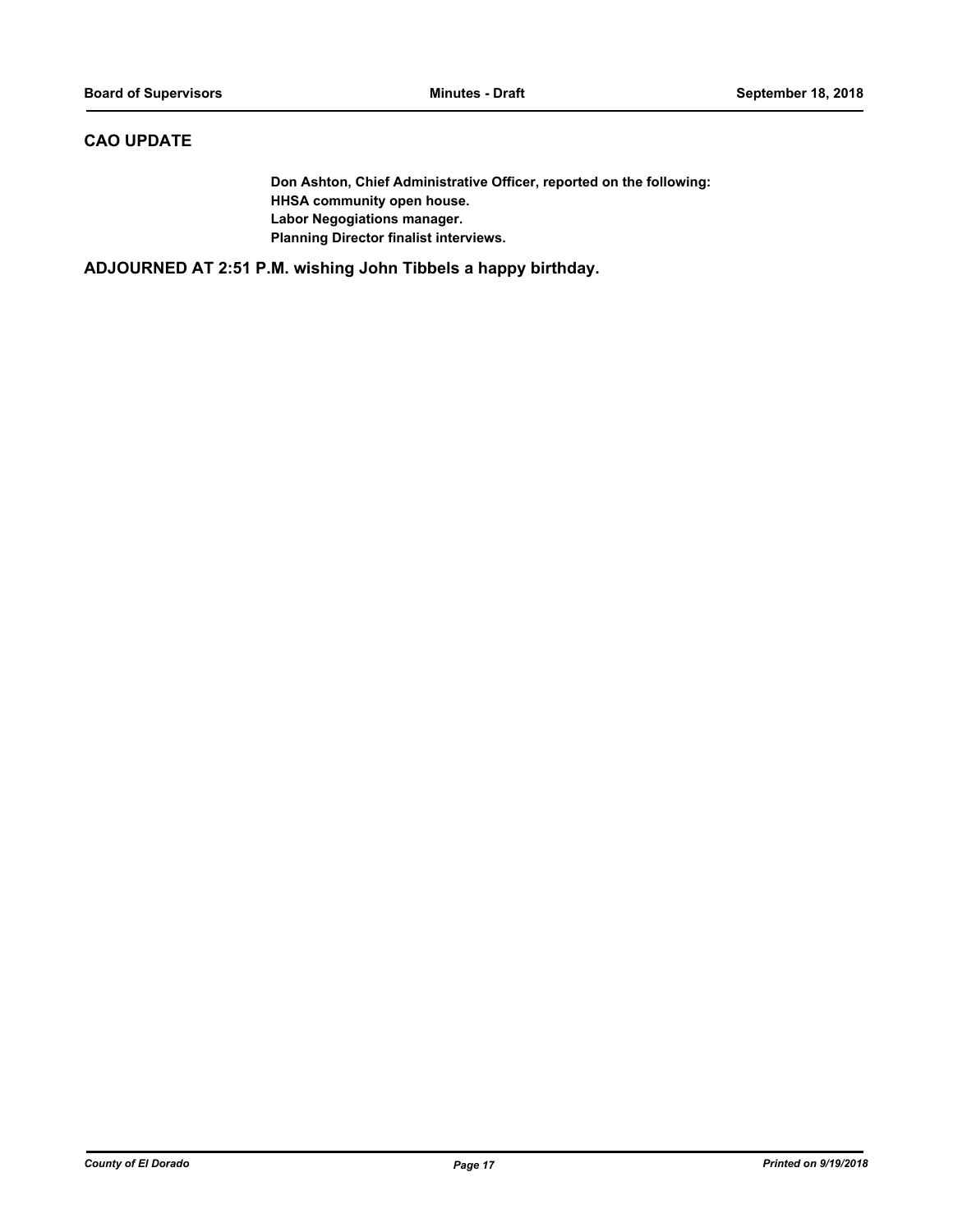## CAO UPDATE

**Don Ashton, Chief Administrative Officer, reported on the following:**
**HHSA community open house.**
**Labor Negogiations manager.**
**Planning Director finalist interviews.**

## ADJOURNED AT 2:51 P.M. wishing John Tibbels a happy birthday.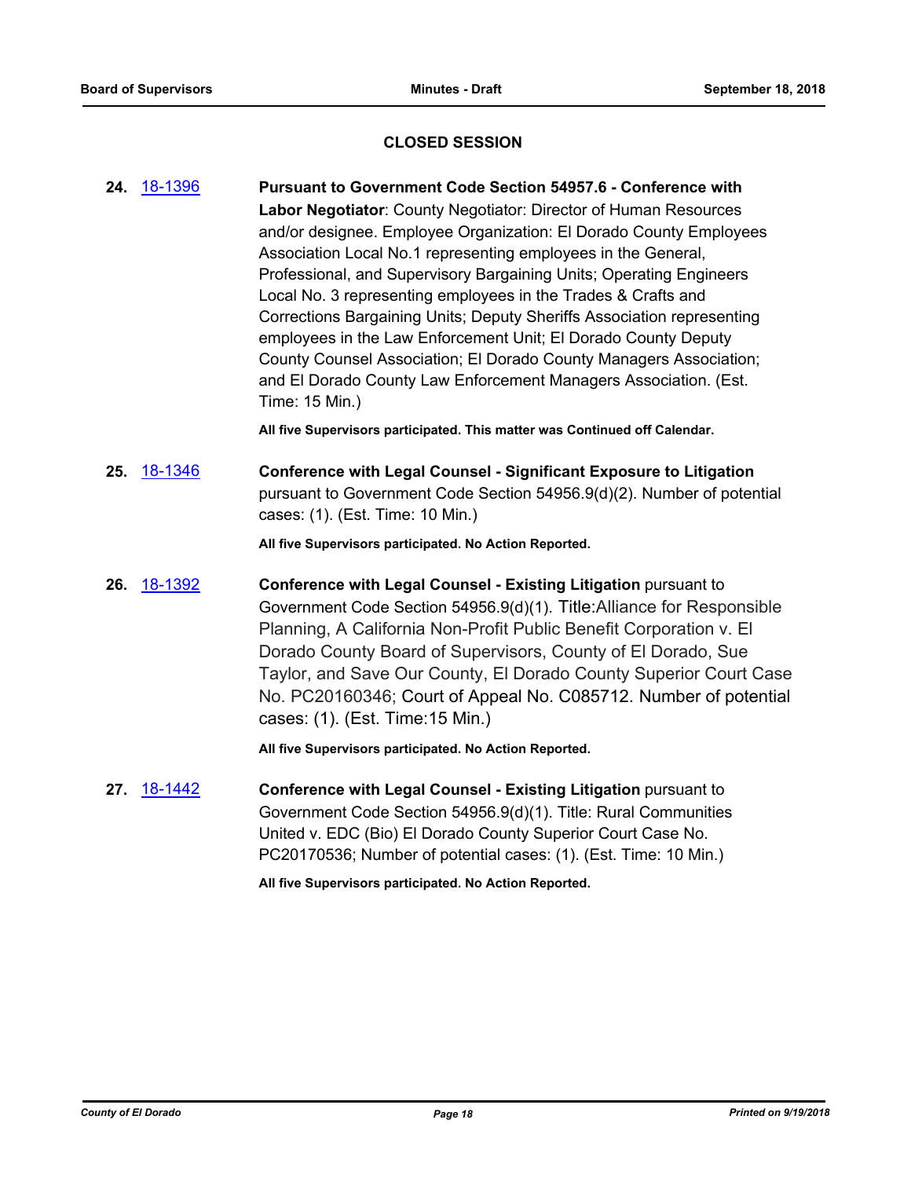## CLOSED SESSION

**24.** 18-1396 **Pursuant to Government Code Section 54957.6 - Conference with Labor Negotiator**: County Negotiator: Director of Human Resources and/or designee. Employee Organization: El Dorado County Employees Association Local No.1 representing employees in the General, Professional, and Supervisory Bargaining Units; Operating Engineers Local No. 3 representing employees in the Trades & Crafts and Corrections Bargaining Units; Deputy Sheriffs Association representing employees in the Law Enforcement Unit; El Dorado County Deputy County Counsel Association; El Dorado County Managers Association; and El Dorado County Law Enforcement Managers Association. (Est. Time: 15 Min.)

**All five Supervisors participated. This matter was Continued off Calendar.**

**25.** 18-1346 **Conference with Legal Counsel - Significant Exposure to Litigation** pursuant to Government Code Section 54956.9(d)(2). Number of potential cases: (1). (Est. Time: 10 Min.)

**All five Supervisors participated. No Action Reported.**

**26.** 18-1392 **Conference with Legal Counsel - Existing Litigation** pursuant to Government Code Section 54956.9(d)(1). Title:Alliance for Responsible Planning, A California Non-Profit Public Benefit Corporation v. El Dorado County Board of Supervisors, County of El Dorado, Sue Taylor, and Save Our County, El Dorado County Superior Court Case No. PC20160346; Court of Appeal No. C085712. Number of potential cases: (1). (Est. Time:15 Min.)

**All five Supervisors participated. No Action Reported.**

**27.** 18-1442 **Conference with Legal Counsel - Existing Litigation** pursuant to Government Code Section 54956.9(d)(1). Title: Rural Communities United v. EDC (Bio) El Dorado County Superior Court Case No. PC20170536; Number of potential cases: (1). (Est. Time: 10 Min.)

**All five Supervisors participated. No Action Reported.**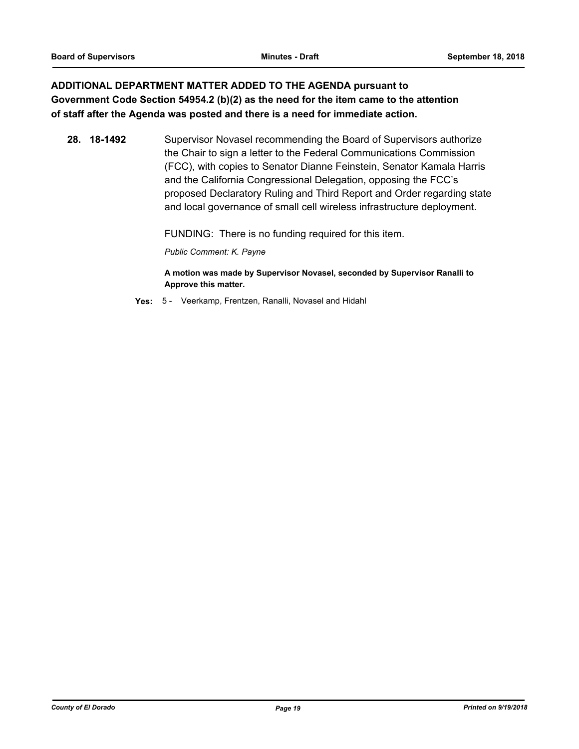**ADDITIONAL DEPARTMENT MATTER ADDED TO THE AGENDA pursuant to Government Code Section 54954.2 (b)(2) as the need for the item came to the attention of staff after the Agenda was posted and there is a need for immediate action.**

**28. 18-1492** Supervisor Novasel recommending the Board of Supervisors authorize the Chair to sign a letter to the Federal Communications Commission (FCC), with copies to Senator Dianne Feinstein, Senator Kamala Harris and the California Congressional Delegation, opposing the FCC's proposed Declaratory Ruling and Third Report and Order regarding state and local governance of small cell wireless infrastructure deployment.

FUNDING: There is no funding required for this item.

*Public Comment: K. Payne*

**A motion was made by Supervisor Novasel, seconded by Supervisor Ranalli to Approve this matter.**

**Yes:** 5 - Veerkamp, Frentzen, Ranalli, Novasel and Hidahl